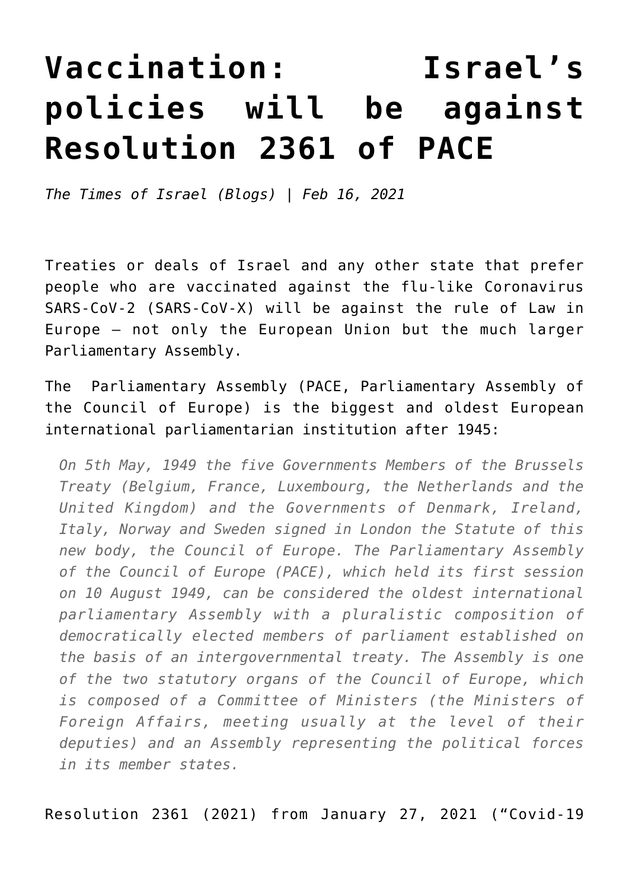# Vaccination: Israel's policies will be against Resolution 2361 of PACE

*The Times of Israel (Blogs) | Feb 16, 2021*

Treaties or deals of Israel and any other state that prefer people who are vaccinated against the flu-like Coronavirus SARS-CoV-2 (SARS-CoV-X) will be against the rule of Law in Europe – not only the European Union but the much larger Parliamentary Assembly.

The Parliamentary Assembly (PACE, Parliamentary Assembly of the Council of Europe) is the biggest and oldest European international parliamentarian institution after 1945:

> *On 5th May, 1949 the five Governments Members of the Brussels Treaty (Belgium, France, Luxembourg, the Netherlands and the United Kingdom) and the Governments of Denmark, Ireland, Italy, Norway and Sweden signed in London the Statute of this new body, the Council of Europe. The Parliamentary Assembly of the Council of Europe (PACE), which held its first session on 10 August 1949, can be considered the oldest international parliamentary Assembly with a pluralistic composition of democratically elected members of parliament established on the basis of an intergovernmental treaty. The Assembly is one of the two statutory organs of the Council of Europe, which is composed of a Committee of Ministers (the Ministers of Foreign Affairs, meeting usually at the level of their deputies) and an Assembly representing the political forces in its member states.*

Resolution 2361 (2021) from January 27, 2021 ("Covid-19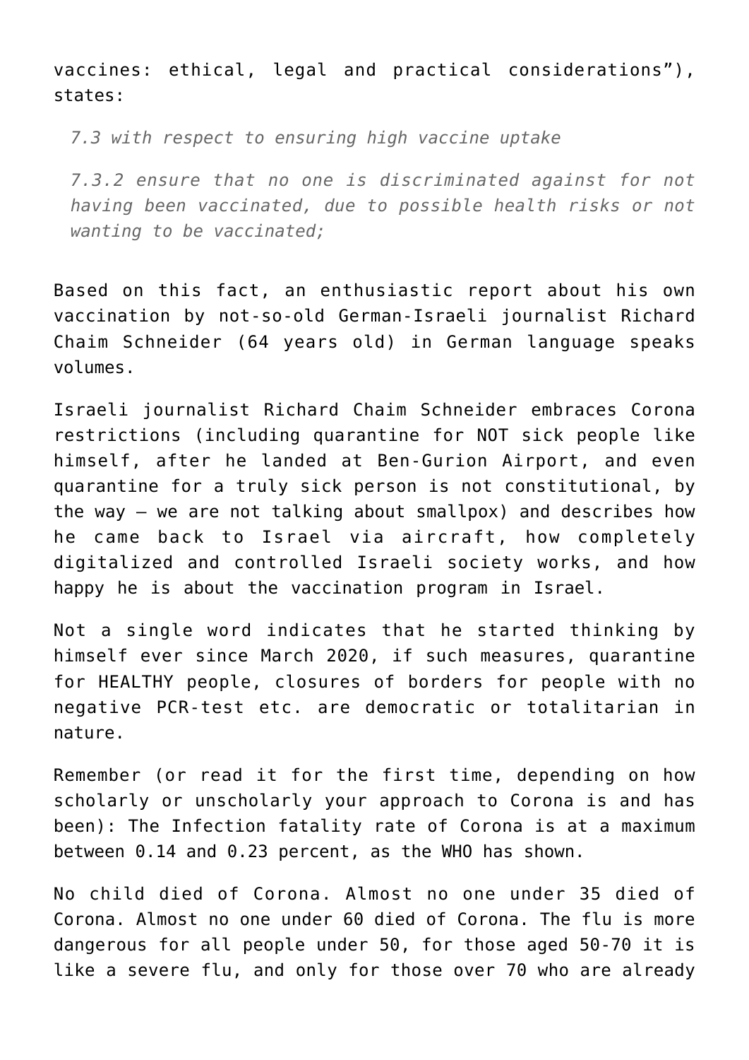vaccines: ethical, legal and practical considerations"), states:

> *7.3 with respect to ensuring high vaccine uptake*
>
> *7.3.2 ensure that no one is discriminated against for not having been vaccinated, due to possible health risks or not wanting to be vaccinated;*

Based on this fact, an enthusiastic report about his own vaccination by not-so-old German-Israeli journalist Richard Chaim Schneider (64 years old) in German language speaks volumes.

Israeli journalist Richard Chaim Schneider embraces Corona restrictions (including quarantine for NOT sick people like himself, after he landed at Ben-Gurion Airport, and even quarantine for a truly sick person is not constitutional, by the way – we are not talking about smallpox) and describes how he came back to Israel via aircraft, how completely digitalized and controlled Israeli society works, and how happy he is about the vaccination program in Israel.

Not a single word indicates that he started thinking by himself ever since March 2020, if such measures, quarantine for HEALTHY people, closures of borders for people with no negative PCR-test etc. are democratic or totalitarian in nature.

Remember (or read it for the first time, depending on how scholarly or unscholarly your approach to Corona is and has been): The Infection fatality rate of Corona is at a maximum between 0.14 and 0.23 percent, as the WHO has shown.

No child died of Corona. Almost no one under 35 died of Corona. Almost no one under 60 died of Corona. The flu is more dangerous for all people under 50, for those aged 50-70 it is like a severe flu, and only for those over 70 who are already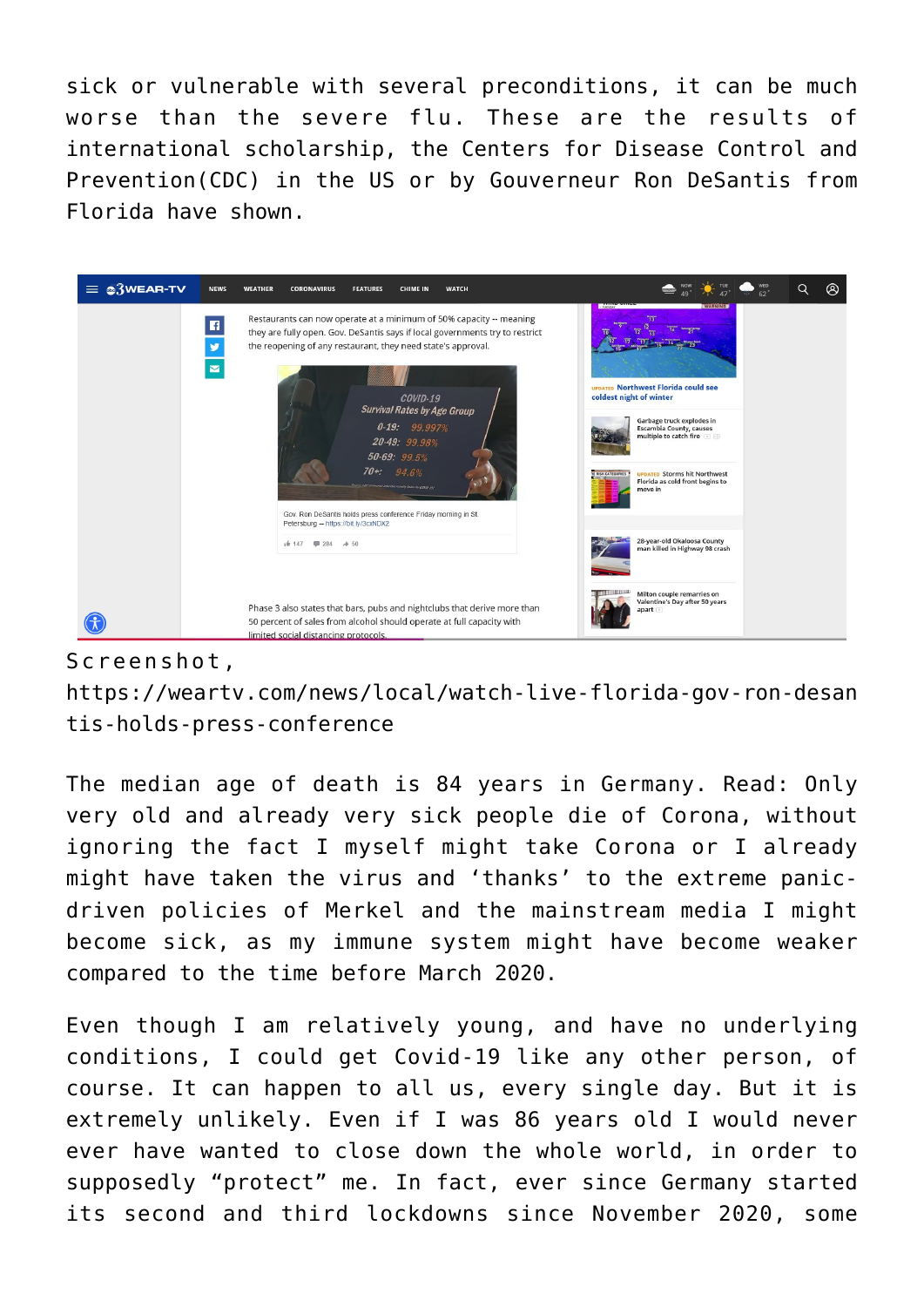sick or vulnerable with several preconditions, it can be much worse than the severe flu. These are the results of international scholarship, the Centers for Disease Control and Prevention(CDC) in the US or by Gouverneur Ron DeSantis from Florida have shown.

Screenshot, https://weartv.com/news/local/watch-live-florida-gov-ron-desantis-holds-press-conference

The median age of death is 84 years in Germany. Read: Only very old and already very sick people die of Corona, without ignoring the fact I myself might take Corona or I already might have taken the virus and 'thanks' to the extreme panic-driven policies of Merkel and the mainstream media I might become sick, as my immune system might have become weaker compared to the time before March 2020.

Even though I am relatively young, and have no underlying conditions, I could get Covid-19 like any other person, of course. It can happen to all us, every single day. But it is extremely unlikely. Even if I was 86 years old I would never ever have wanted to close down the whole world, in order to supposedly "protect" me. In fact, ever since Germany started its second and third lockdowns since November 2020, some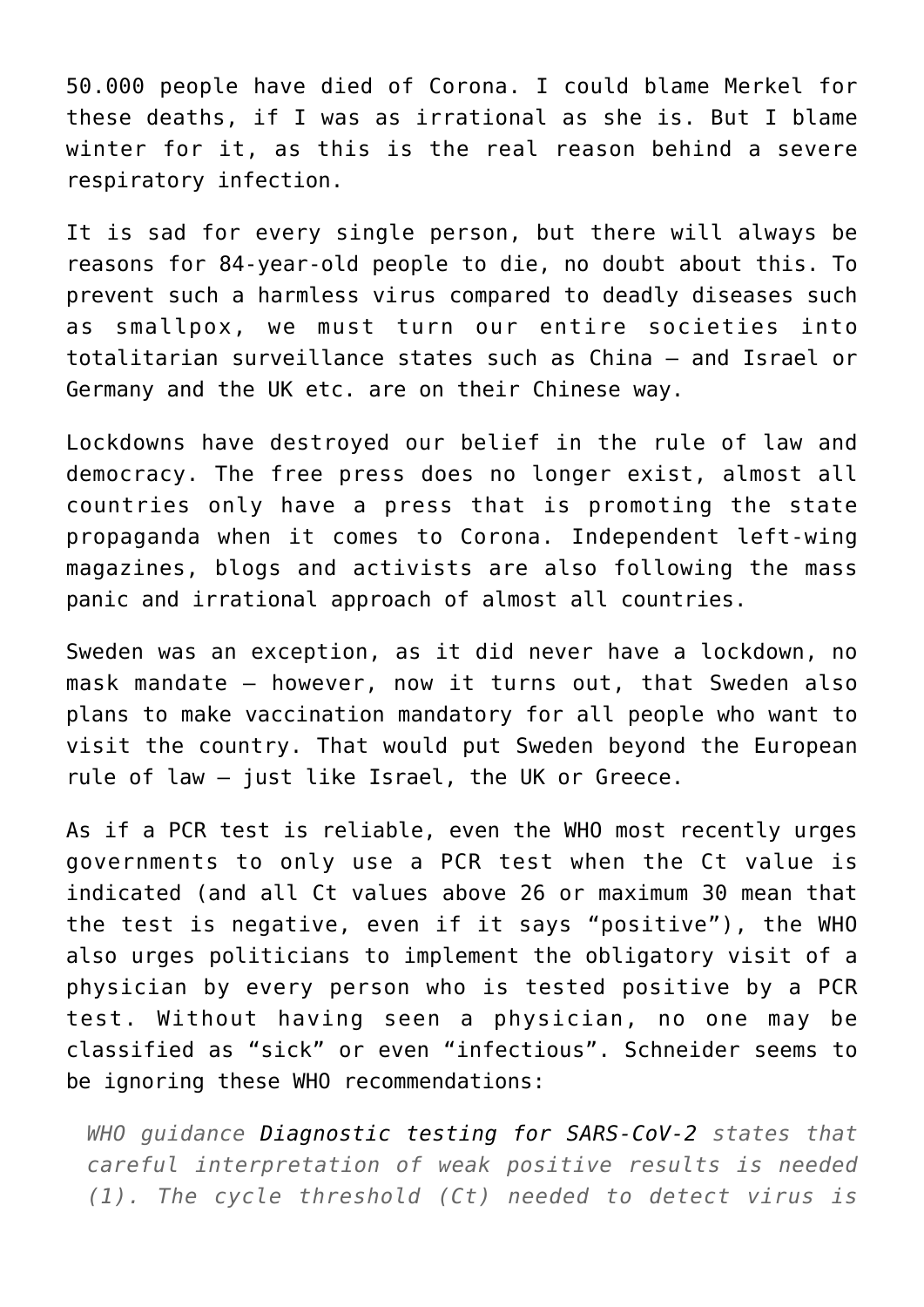50.000 people have died of Corona. I could blame Merkel for these deaths, if I was as irrational as she is. But I blame winter for it, as this is the real reason behind a severe respiratory infection.

It is sad for every single person, but there will always be reasons for 84-year-old people to die, no doubt about this. To prevent such a harmless virus compared to deadly diseases such as smallpox, we must turn our entire societies into totalitarian surveillance states such as China – and Israel or Germany and the UK etc. are on their Chinese way.

Lockdowns have destroyed our belief in the rule of law and democracy. The free press does no longer exist, almost all countries only have a press that is promoting the state propaganda when it comes to Corona. Independent left-wing magazines, blogs and activists are also following the mass panic and irrational approach of almost all countries.

Sweden was an exception, as it did never have a lockdown, no mask mandate – however, now it turns out, that Sweden also plans to make vaccination mandatory for all people who want to visit the country. That would put Sweden beyond the European rule of law – just like Israel, the UK or Greece.

As if a PCR test is reliable, even the WHO most recently urges governments to only use a PCR test when the Ct value is indicated (and all Ct values above 26 or maximum 30 mean that the test is negative, even if it says "positive"), the WHO also urges politicians to implement the obligatory visit of a physician by every person who is tested positive by a PCR test. Without having seen a physician, no one may be classified as "sick" or even "infectious". Schneider seems to be ignoring these WHO recommendations:

> *WHO guidance* Diagnostic testing for SARS-CoV-2 *states that careful interpretation of weak positive results is needed (1). The cycle threshold (Ct) needed to detect virus is*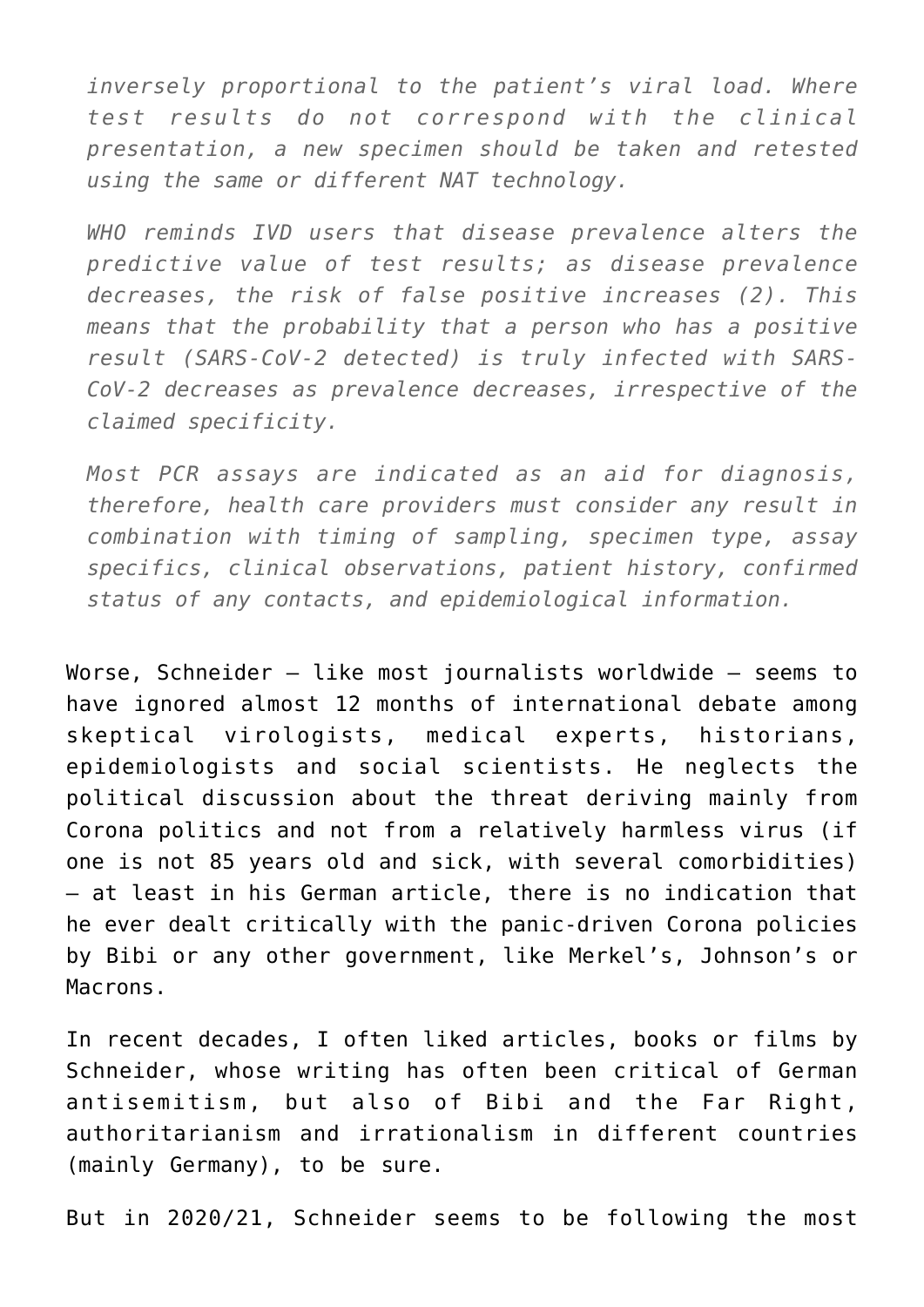> *inversely proportional to the patient's viral load. Where test results do not correspond with the clinical presentation, a new specimen should be taken and retested using the same or different NAT technology.*
>
> *WHO reminds IVD users that disease prevalence alters the predictive value of test results; as disease prevalence decreases, the risk of false positive increases (2). This means that the probability that a person who has a positive result (SARS-CoV-2 detected) is truly infected with SARS-CoV-2 decreases as prevalence decreases, irrespective of the claimed specificity.*
>
> *Most PCR assays are indicated as an aid for diagnosis, therefore, health care providers must consider any result in combination with timing of sampling, specimen type, assay specifics, clinical observations, patient history, confirmed status of any contacts, and epidemiological information.*

Worse, Schneider – like most journalists worldwide – seems to have ignored almost 12 months of international debate among skeptical virologists, medical experts, historians, epidemiologists and social scientists. He neglects the political discussion about the threat deriving mainly from Corona politics and not from a relatively harmless virus (if one is not 85 years old and sick, with several comorbidities) – at least in his German article, there is no indication that he ever dealt critically with the panic-driven Corona policies by Bibi or any other government, like Merkel's, Johnson's or Macrons.

In recent decades, I often liked articles, books or films by Schneider, whose writing has often been critical of German antisemitism, but also of Bibi and the Far Right, authoritarianism and irrationalism in different countries (mainly Germany), to be sure.

But in 2020/21, Schneider seems to be following the most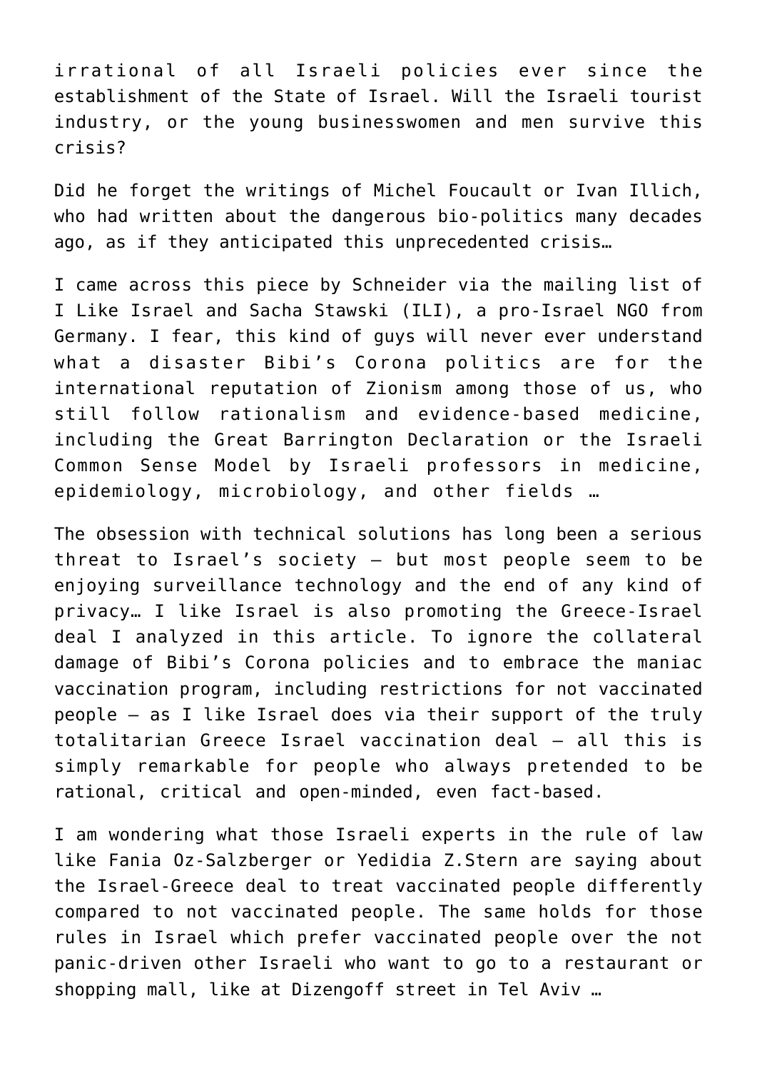irrational of all Israeli policies ever since the establishment of the State of Israel. Will the Israeli tourist industry, or the young businesswomen and men survive this crisis?

Did he forget the writings of Michel Foucault or Ivan Illich, who had written about the dangerous bio-politics many decades ago, as if they anticipated this unprecedented crisis…

I came across this piece by Schneider via the mailing list of I Like Israel and Sacha Stawski (ILI), a pro-Israel NGO from Germany. I fear, this kind of guys will never ever understand what a disaster Bibi's Corona politics are for the international reputation of Zionism among those of us, who still follow rationalism and evidence-based medicine, including the Great Barrington Declaration or the Israeli Common Sense Model by Israeli professors in medicine, epidemiology, microbiology, and other fields …

The obsession with technical solutions has long been a serious threat to Israel's society – but most people seem to be enjoying surveillance technology and the end of any kind of privacy… I like Israel is also promoting the Greece-Israel deal I analyzed in this article. To ignore the collateral damage of Bibi's Corona policies and to embrace the maniac vaccination program, including restrictions for not vaccinated people – as I like Israel does via their support of the truly totalitarian Greece Israel vaccination deal – all this is simply remarkable for people who always pretended to be rational, critical and open-minded, even fact-based.

I am wondering what those Israeli experts in the rule of law like Fania Oz-Salzberger or Yedidia Z.Stern are saying about the Israel-Greece deal to treat vaccinated people differently compared to not vaccinated people. The same holds for those rules in Israel which prefer vaccinated people over the not panic-driven other Israeli who want to go to a restaurant or shopping mall, like at Dizengoff street in Tel Aviv …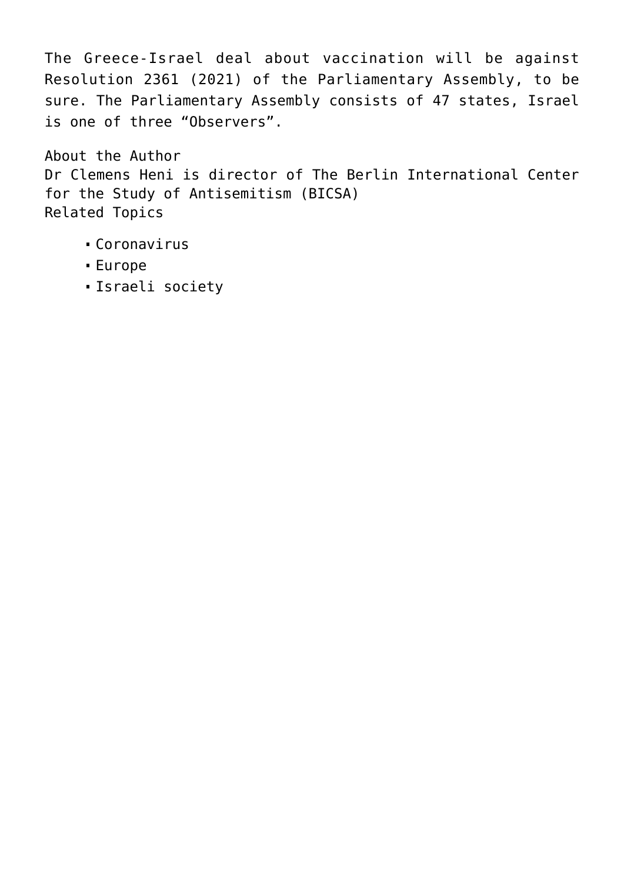The Greece-Israel deal about vaccination will be against Resolution 2361 (2021) of the Parliamentary Assembly, to be sure. The Parliamentary Assembly consists of 47 states, Israel is one of three "Observers".

About the Author

Dr Clemens Heni is director of The Berlin International Center for the Study of Antisemitism (BICSA)

Related Topics

- Coronavirus
- Europe
- Israeli society